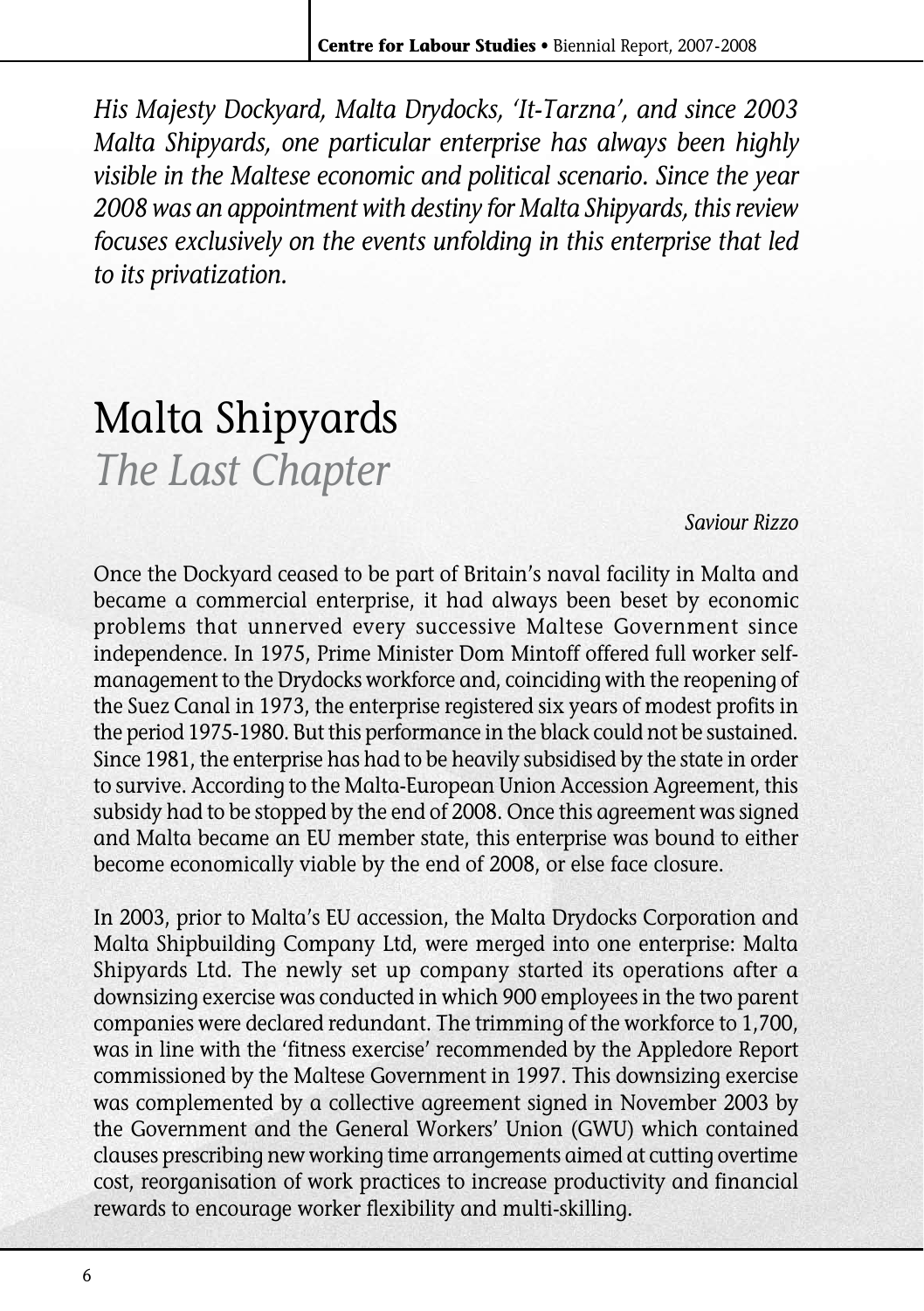*His Majesty Dockyard, Malta Drydocks, 'It-Tarzna', and since 2003 Malta Shipyards, one particular enterprise has always been highly visible in the Maltese economic and political scenario. Since the year 2008 was an appointment with destiny for Malta Shipyards, this review focuses exclusively on the events unfolding in this enterprise that led to its privatization.*

# Malta Shipyards

## *The Last Chapter*

*Saviour Rizzo*

Once the Dockyard ceased to be part of Britain's naval facility in Malta and became a commercial enterprise, it had always been beset by economic problems that unnerved every successive Maltese Government since independence. In 1975, Prime Minister Dom Mintoff offered full worker self-management to the Drydocks workforce and, coinciding with the reopening of the Suez Canal in 1973, the enterprise registered six years of modest profits in the period 1975-1980. But this performance in the black could not be sustained. Since 1981, the enterprise has had to be heavily subsidised by the state in order to survive. According to the Malta-European Union Accession Agreement, this subsidy had to be stopped by the end of 2008. Once this agreement was signed and Malta became an EU member state, this enterprise was bound to either become economically viable by the end of 2008, or else face closure.

In 2003, prior to Malta's EU accession, the Malta Drydocks Corporation and Malta Shipbuilding Company Ltd, were merged into one enterprise: Malta Shipyards Ltd. The newly set up company started its operations after a downsizing exercise was conducted in which 900 employees in the two parent companies were declared redundant. The trimming of the workforce to 1,700, was in line with the 'fitness exercise' recommended by the Appledore Report commissioned by the Maltese Government in 1997. This downsizing exercise was complemented by a collective agreement signed in November 2003 by the Government and the General Workers' Union (GWU) which contained clauses prescribing new working time arrangements aimed at cutting overtime cost, reorganisation of work practices to increase productivity and financial rewards to encourage worker flexibility and multi-skilling.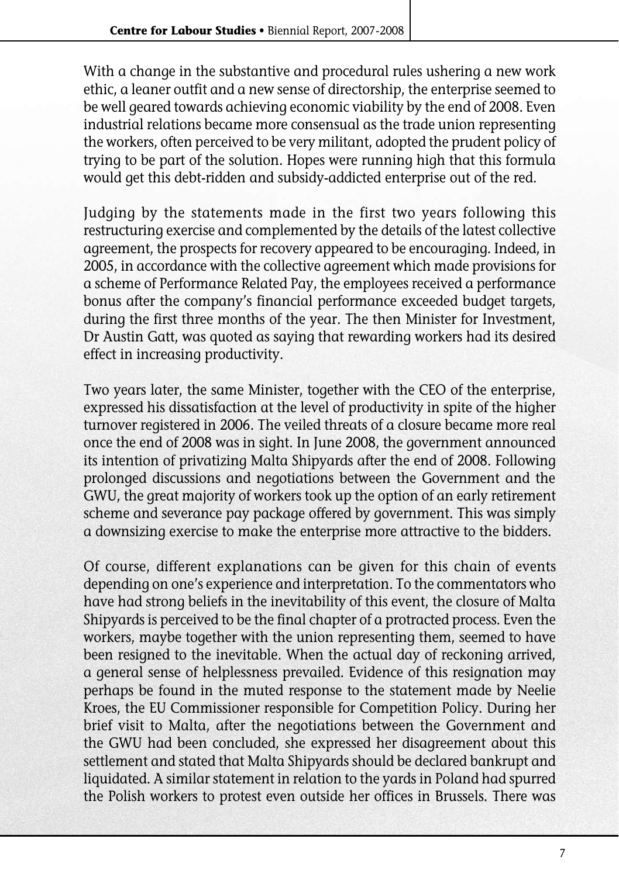With a change in the substantive and procedural rules ushering a new work ethic, a leaner outfit and a new sense of directorship, the enterprise seemed to be well geared towards achieving economic viability by the end of 2008. Even industrial relations became more consensual as the trade union representing the workers, often perceived to be very militant, adopted the prudent policy of trying to be part of the solution. Hopes were running high that this formula would get this debt-ridden and subsidy-addicted enterprise out of the red.

Judging by the statements made in the first two years following this restructuring exercise and complemented by the details of the latest collective agreement, the prospects for recovery appeared to be encouraging. Indeed, in 2005, in accordance with the collective agreement which made provisions for a scheme of Performance Related Pay, the employees received a performance bonus after the company's financial performance exceeded budget targets, during the first three months of the year. The then Minister for Investment, Dr Austin Gatt, was quoted as saying that rewarding workers had its desired effect in increasing productivity.

Two years later, the same Minister, together with the CEO of the enterprise, expressed his dissatisfaction at the level of productivity in spite of the higher turnover registered in 2006. The veiled threats of a closure became more real once the end of 2008 was in sight. In June 2008, the government announced its intention of privatizing Malta Shipyards after the end of 2008. Following prolonged discussions and negotiations between the Government and the GWU, the great majority of workers took up the option of an early retirement scheme and severance pay package offered by government. This was simply a downsizing exercise to make the enterprise more attractive to the bidders.

Of course, different explanations can be given for this chain of events depending on one's experience and interpretation. To the commentators who have had strong beliefs in the inevitability of this event, the closure of Malta Shipyards is perceived to be the final chapter of a protracted process. Even the workers, maybe together with the union representing them, seemed to have been resigned to the inevitable. When the actual day of reckoning arrived, a general sense of helplessness prevailed. Evidence of this resignation may perhaps be found in the muted response to the statement made by Neelie Kroes, the EU Commissioner responsible for Competition Policy. During her brief visit to Malta, after the negotiations between the Government and the GWU had been concluded, she expressed her disagreement about this settlement and stated that Malta Shipyards should be declared bankrupt and liquidated. A similar statement in relation to the yards in Poland had spurred the Polish workers to protest even outside her offices in Brussels. There was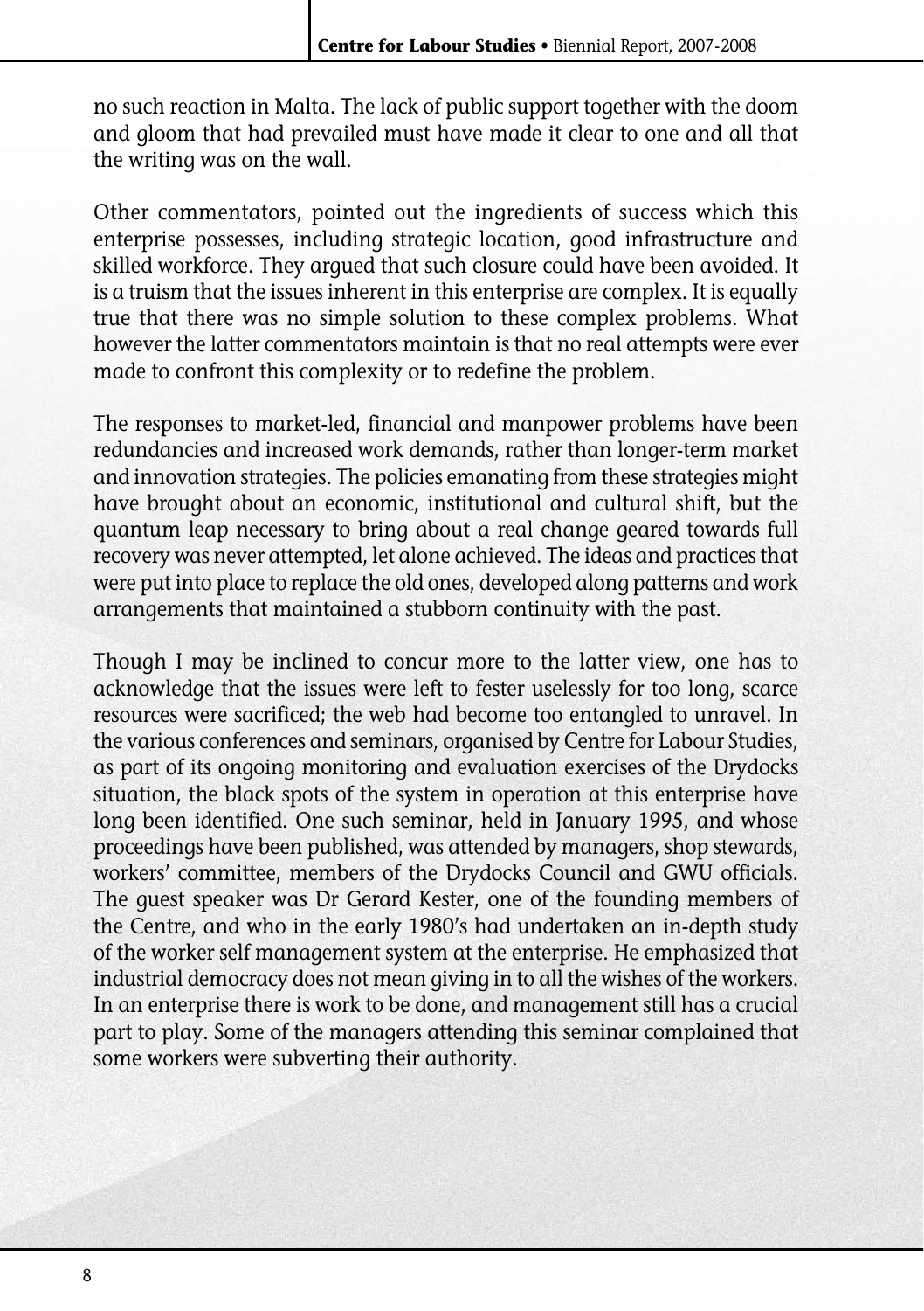no such reaction in Malta. The lack of public support together with the doom and gloom that had prevailed must have made it clear to one and all that the writing was on the wall.

Other commentators, pointed out the ingredients of success which this enterprise possesses, including strategic location, good infrastructure and skilled workforce. They argued that such closure could have been avoided. It is a truism that the issues inherent in this enterprise are complex. It is equally true that there was no simple solution to these complex problems. What however the latter commentators maintain is that no real attempts were ever made to confront this complexity or to redefine the problem.

The responses to market-led, financial and manpower problems have been redundancies and increased work demands, rather than longer-term market and innovation strategies. The policies emanating from these strategies might have brought about an economic, institutional and cultural shift, but the quantum leap necessary to bring about a real change geared towards full recovery was never attempted, let alone achieved. The ideas and practices that were put into place to replace the old ones, developed along patterns and work arrangements that maintained a stubborn continuity with the past.

Though I may be inclined to concur more to the latter view, one has to acknowledge that the issues were left to fester uselessly for too long, scarce resources were sacrificed; the web had become too entangled to unravel. In the various conferences and seminars, organised by Centre for Labour Studies, as part of its ongoing monitoring and evaluation exercises of the Drydocks situation, the black spots of the system in operation at this enterprise have long been identified. One such seminar, held in January 1995, and whose proceedings have been published, was attended by managers, shop stewards, workers' committee, members of the Drydocks Council and GWU officials. The guest speaker was Dr Gerard Kester, one of the founding members of the Centre, and who in the early 1980's had undertaken an in-depth study of the worker self management system at the enterprise. He emphasized that industrial democracy does not mean giving in to all the wishes of the workers. In an enterprise there is work to be done, and management still has a crucial part to play. Some of the managers attending this seminar complained that some workers were subverting their authority.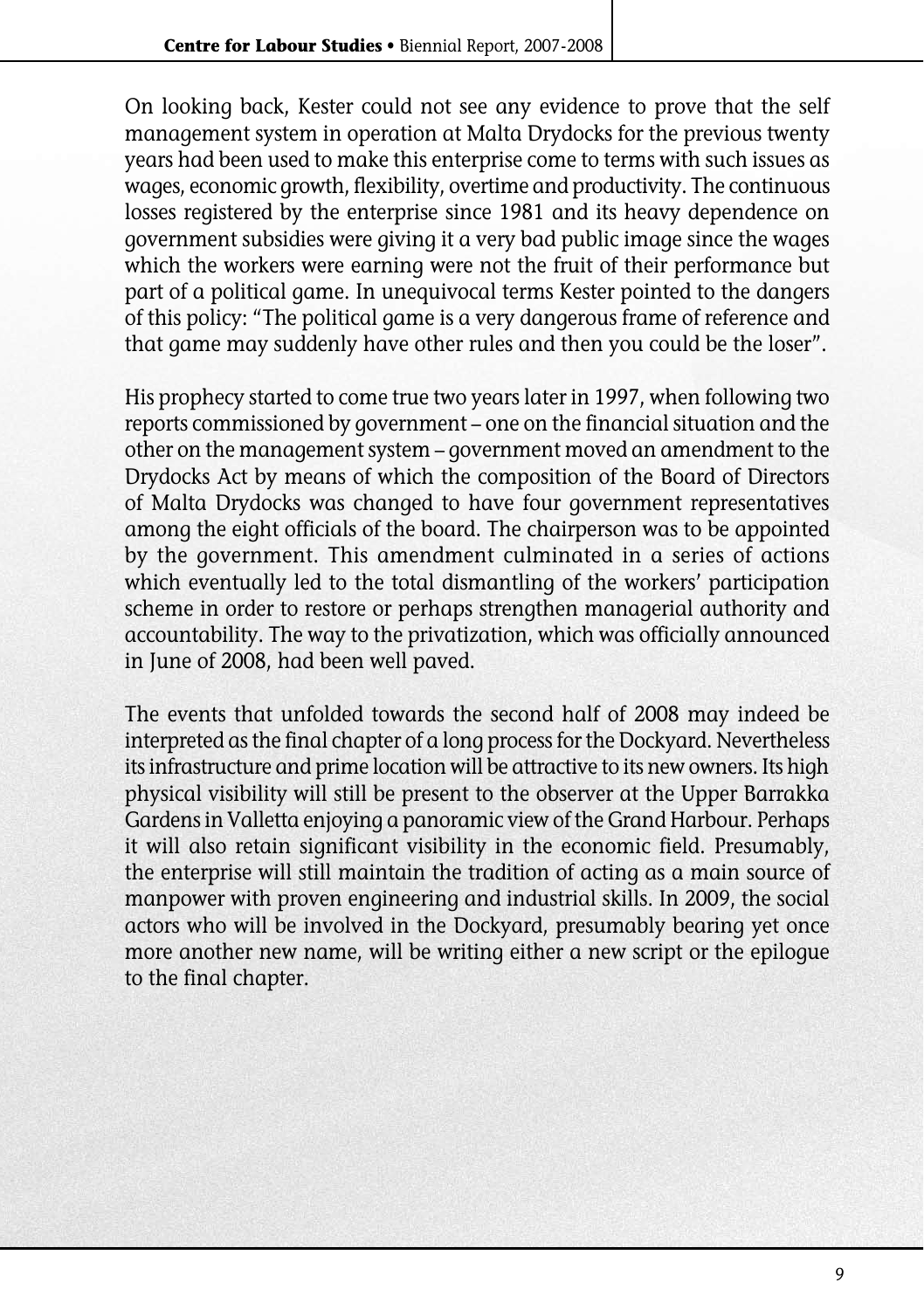On looking back, Kester could not see any evidence to prove that the self management system in operation at Malta Drydocks for the previous twenty years had been used to make this enterprise come to terms with such issues as wages, economic growth, flexibility, overtime and productivity. The continuous losses registered by the enterprise since 1981 and its heavy dependence on government subsidies were giving it a very bad public image since the wages which the workers were earning were not the fruit of their performance but part of a political game. In unequivocal terms Kester pointed to the dangers of this policy: "The political game is a very dangerous frame of reference and that game may suddenly have other rules and then you could be the loser".

His prophecy started to come true two years later in 1997, when following two reports commissioned by government – one on the financial situation and the other on the management system – government moved an amendment to the Drydocks Act by means of which the composition of the Board of Directors of Malta Drydocks was changed to have four government representatives among the eight officials of the board. The chairperson was to be appointed by the government. This amendment culminated in a series of actions which eventually led to the total dismantling of the workers' participation scheme in order to restore or perhaps strengthen managerial authority and accountability. The way to the privatization, which was officially announced in June of 2008, had been well paved.

The events that unfolded towards the second half of 2008 may indeed be interpreted as the final chapter of a long process for the Dockyard. Nevertheless its infrastructure and prime location will be attractive to its new owners. Its high physical visibility will still be present to the observer at the Upper Barrakka Gardens in Valletta enjoying a panoramic view of the Grand Harbour. Perhaps it will also retain significant visibility in the economic field. Presumably, the enterprise will still maintain the tradition of acting as a main source of manpower with proven engineering and industrial skills. In 2009, the social actors who will be involved in the Dockyard, presumably bearing yet once more another new name, will be writing either a new script or the epilogue to the final chapter.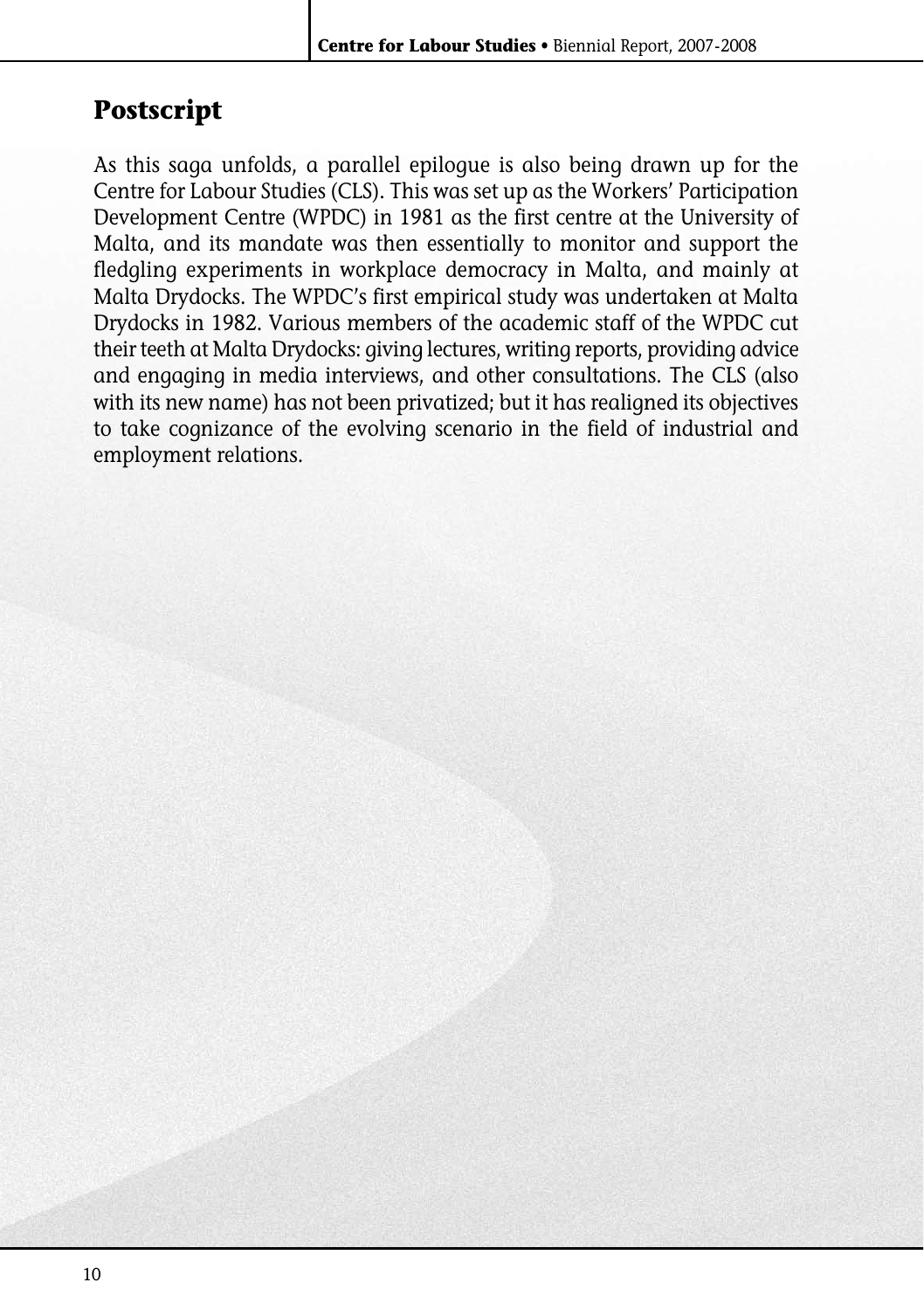## Postscript

As this saga unfolds, a parallel epilogue is also being drawn up for the Centre for Labour Studies (CLS). This was set up as the Workers' Participation Development Centre (WPDC) in 1981 as the first centre at the University of Malta, and its mandate was then essentially to monitor and support the fledgling experiments in workplace democracy in Malta, and mainly at Malta Drydocks. The WPDC's first empirical study was undertaken at Malta Drydocks in 1982. Various members of the academic staff of the WPDC cut their teeth at Malta Drydocks: giving lectures, writing reports, providing advice and engaging in media interviews, and other consultations. The CLS (also with its new name) has not been privatized; but it has realigned its objectives to take cognizance of the evolving scenario in the field of industrial and employment relations.